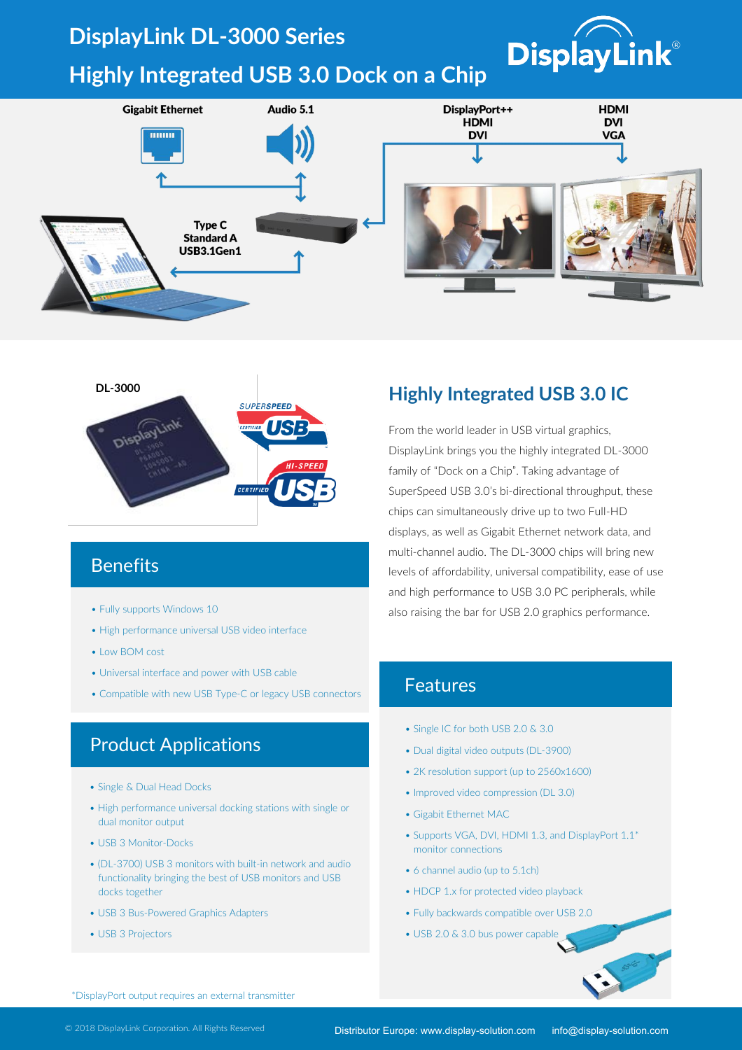# DisplayLink DL-3000 Series

## Highly Integrated USB 3.0 Dock on a Chip

Gigabit Ethernet

Audio 5.1

DisplayPort++
HDMI
DVI

HDMI
DVI
VGA

Type C
Standard A
USB3.1Gen1

DL-3000

## Highly Integrated USB 3.0 IC

From the world leader in USB virtual graphics, DisplayLink brings you the highly integrated DL-3000 family of "Dock on a Chip". Taking advantage of SuperSpeed USB 3.0's bi-directional throughput, these chips can simultaneously drive up to two Full-HD displays, as well as Gigabit Ethernet network data, and multi-channel audio. The DL-3000 chips will bring new levels of affordability, universal compatibility, ease of use and high performance to USB 3.0 PC peripherals, while also raising the bar for USB 2.0 graphics performance.

## Benefits

- Fully supports Windows 10
- High performance universal USB video interface
- Low BOM cost
- Universal interface and power with USB cable
- Compatible with new USB Type-C or legacy USB connectors

## Product Applications

- Single & Dual Head Docks
- High performance universal docking stations with single or dual monitor output
- USB 3 Monitor-Docks
- (DL-3700) USB 3 monitors with built-in network and audio functionality bringing the best of USB monitors and USB docks together
- USB 3 Bus-Powered Graphics Adapters
- USB 3 Projectors

## Features

- Single IC for both USB 2.0 & 3.0
- Dual digital video outputs (DL-3900)
- 2K resolution support (up to 2560x1600)
- Improved video compression (DL 3.0)
- Gigabit Ethernet MAC
- Supports VGA, DVI, HDMI 1.3, and DisplayPort 1.1* monitor connections
- 6 channel audio (up to 5.1ch)
- HDCP 1.x for protected video playback
- Fully backwards compatible over USB 2.0
- USB 2.0 & 3.0 bus power capable

*DisplayPort output requires an external transmitter

© 2018 DisplayLink Corporation. All Rights Reserved

Distributor Europe: www.display-solution.com info@display-solution.com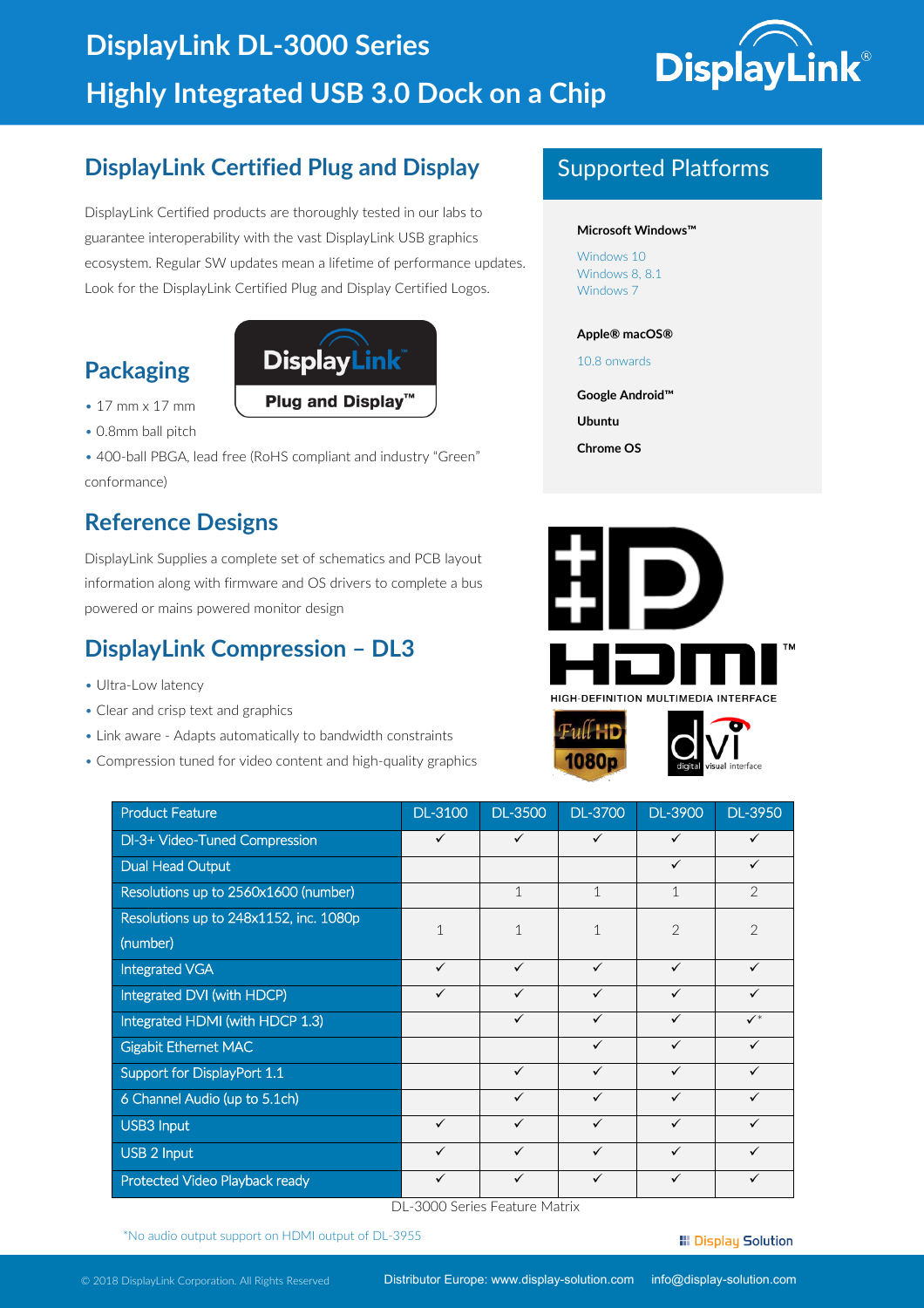# DisplayLink DL-3000 Series

# Highly Integrated USB 3.0 Dock on a Chip

## DisplayLink Certified Plug and Display

DisplayLink Certified products are thoroughly tested in our labs to guarantee interoperability with the vast DisplayLink USB graphics ecosystem. Regular SW updates mean a lifetime of performance updates. Look for the DisplayLink Certified Plug and Display Certified Logos.

## Packaging

- 17 mm x 17 mm
- 0.8mm ball pitch
- 400-ball PBGA, lead free (RoHS compliant and industry "Green" conformance)

## Reference Designs

DisplayLink Supplies a complete set of schematics and PCB layout information along with firmware and OS drivers to complete a bus powered or mains powered monitor design

## DisplayLink Compression – DL3

- Ultra-Low latency
- Clear and crisp text and graphics
- Link aware - Adapts automatically to bandwidth constraints
- Compression tuned for video content and high-quality graphics

## Supported Platforms

**Microsoft Windows™**

Windows 10
Windows 8, 8.1
Windows 7

**Apple® macOS®**

10.8 onwards

**Google Android™**

**Ubuntu**

**Chrome OS**

| Product Feature | DL-3100 | DL-3500 | DL-3700 | DL-3900 | DL-3950 |
|---|---|---|---|---|---|
| DI-3+ Video-Tuned Compression | ✓ | ✓ | ✓ | ✓ | ✓ |
| Dual Head Output | | | | ✓ | ✓ |
| Resolutions up to 2560x1600 (number) | | 1 | 1 | 1 | 2 |
| Resolutions up to 248x1152, inc. 1080p (number) | 1 | 1 | 1 | 2 | 2 |
| Integrated VGA | ✓ | ✓ | ✓ | ✓ | ✓ |
| Integrated DVI (with HDCP) | ✓ | ✓ | ✓ | ✓ | ✓ |
| Integrated HDMI (with HDCP 1.3) | | ✓ | ✓ | ✓ | ✓* |
| Gigabit Ethernet MAC | | | ✓ | ✓ | ✓ |
| Support for DisplayPort 1.1 | | ✓ | ✓ | ✓ | ✓ |
| 6 Channel Audio (up to 5.1ch) | | ✓ | ✓ | ✓ | ✓ |
| USB3 Input | ✓ | ✓ | ✓ | ✓ | ✓ |
| USB 2 Input | ✓ | ✓ | ✓ | ✓ | ✓ |
| Protected Video Playback ready | ✓ | ✓ | ✓ | ✓ | ✓ |

DL-3000 Series Feature Matrix

*No audio output support on HDMI output of DL-3955

© 2018 DisplayLink Corporation. All Rights Reserved

Distributor Europe: www.display-solution.com info@display-solution.com